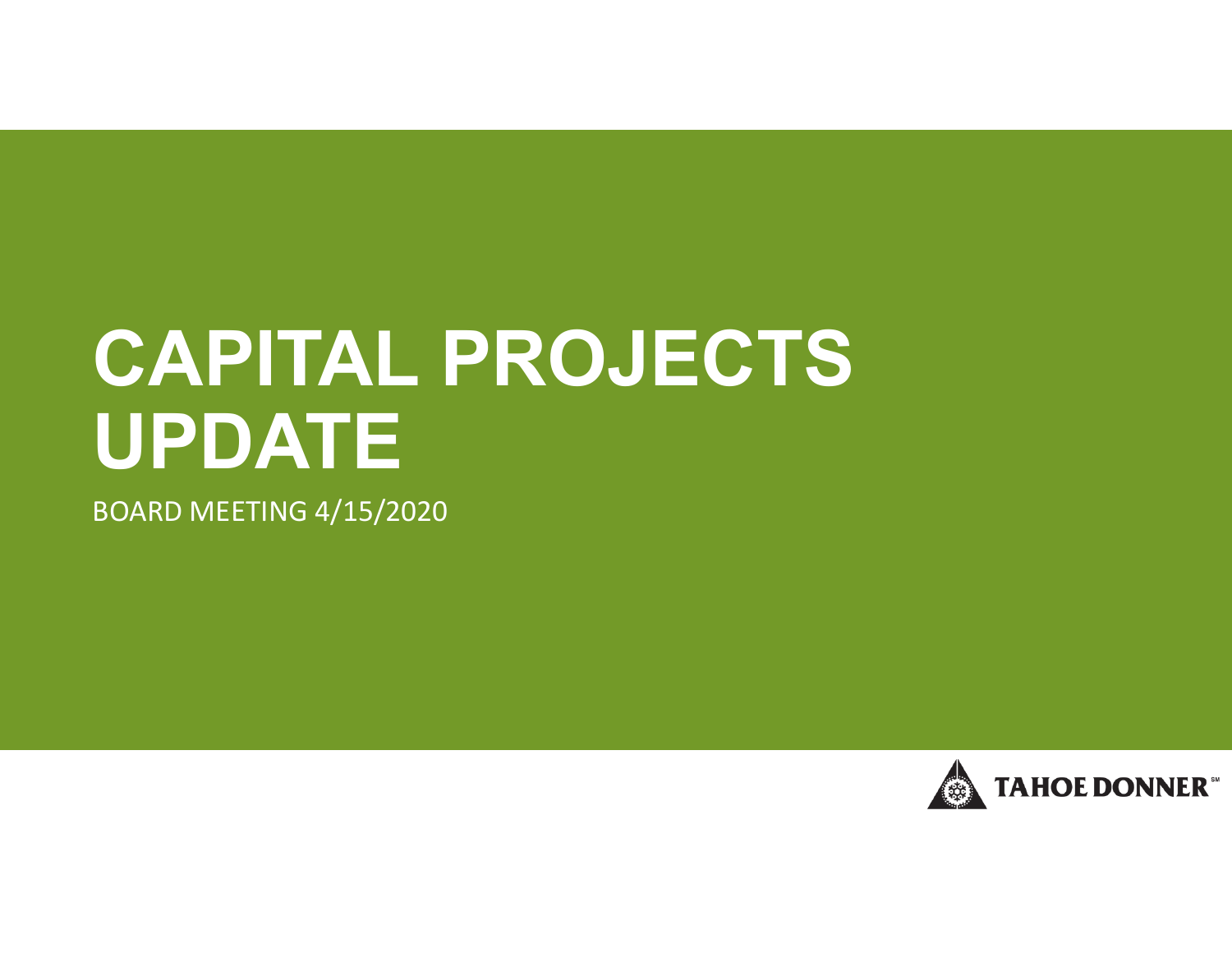# CAPITAL PROJECTS UPDATE

BOARD MEETING 4/15/2020

TAHOE DONNER℠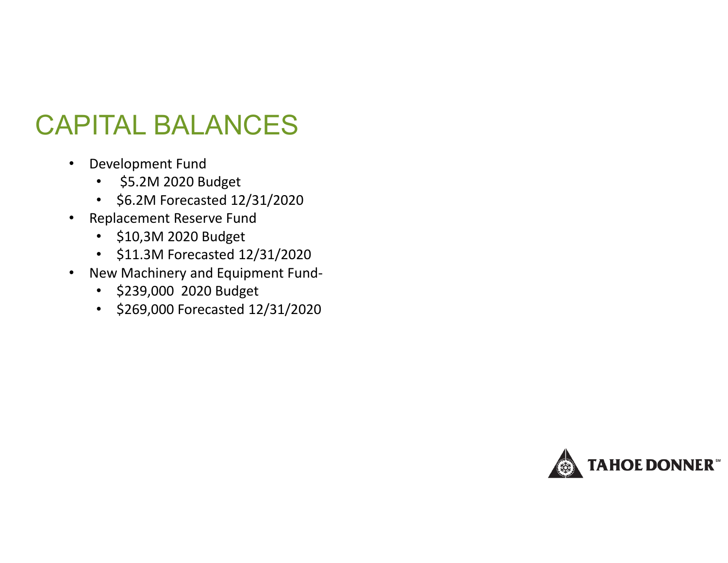# CAPITAL BALANCES

- Development Fund
  - $5.2M 2020 Budget
  - $6.2M Forecasted 12/31/2020
- Replacement Reserve Fund
  - $10,3M 2020 Budget
  - $11.3M Forecasted 12/31/2020
- New Machinery and Equipment Fund-
  - $239,000 2020 Budget
  - $269,000 Forecasted 12/31/2020

TAHOE DONNER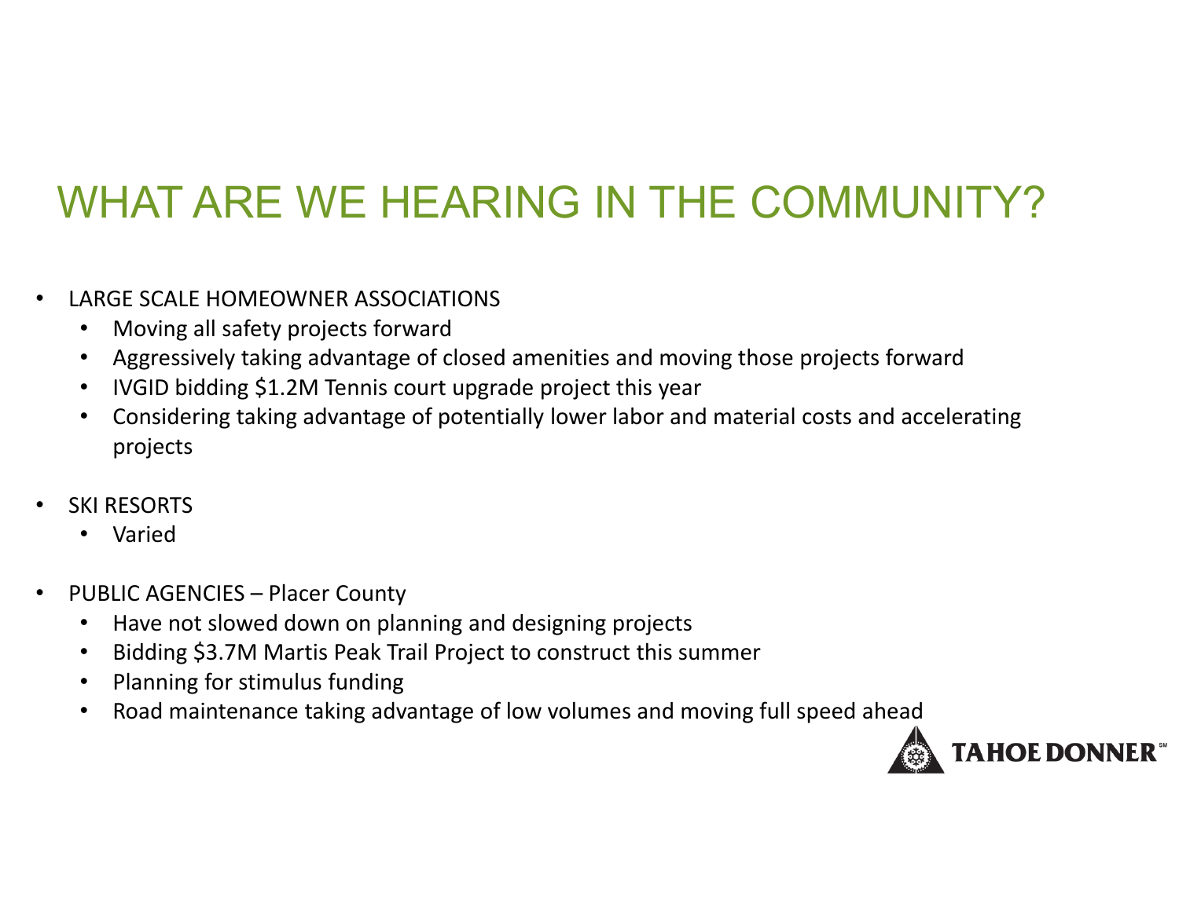# WHAT ARE WE HEARING IN THE COMMUNITY?

- LARGE SCALE HOMEOWNER ASSOCIATIONS
  - Moving all safety projects forward
  - Aggressively taking advantage of closed amenities and moving those projects forward
  - IVGID bidding $1.2M Tennis court upgrade project this year
  - Considering taking advantage of potentially lower labor and material costs and accelerating projects

- SKI RESORTS
  - Varied

- PUBLIC AGENCIES – Placer County
  - Have not slowed down on planning and designing projects
  - Bidding $3.7M Martis Peak Trail Project to construct this summer
  - Planning for stimulus funding
  - Road maintenance taking advantage of low volumes and moving full speed ahead

TAHOE DONNER℠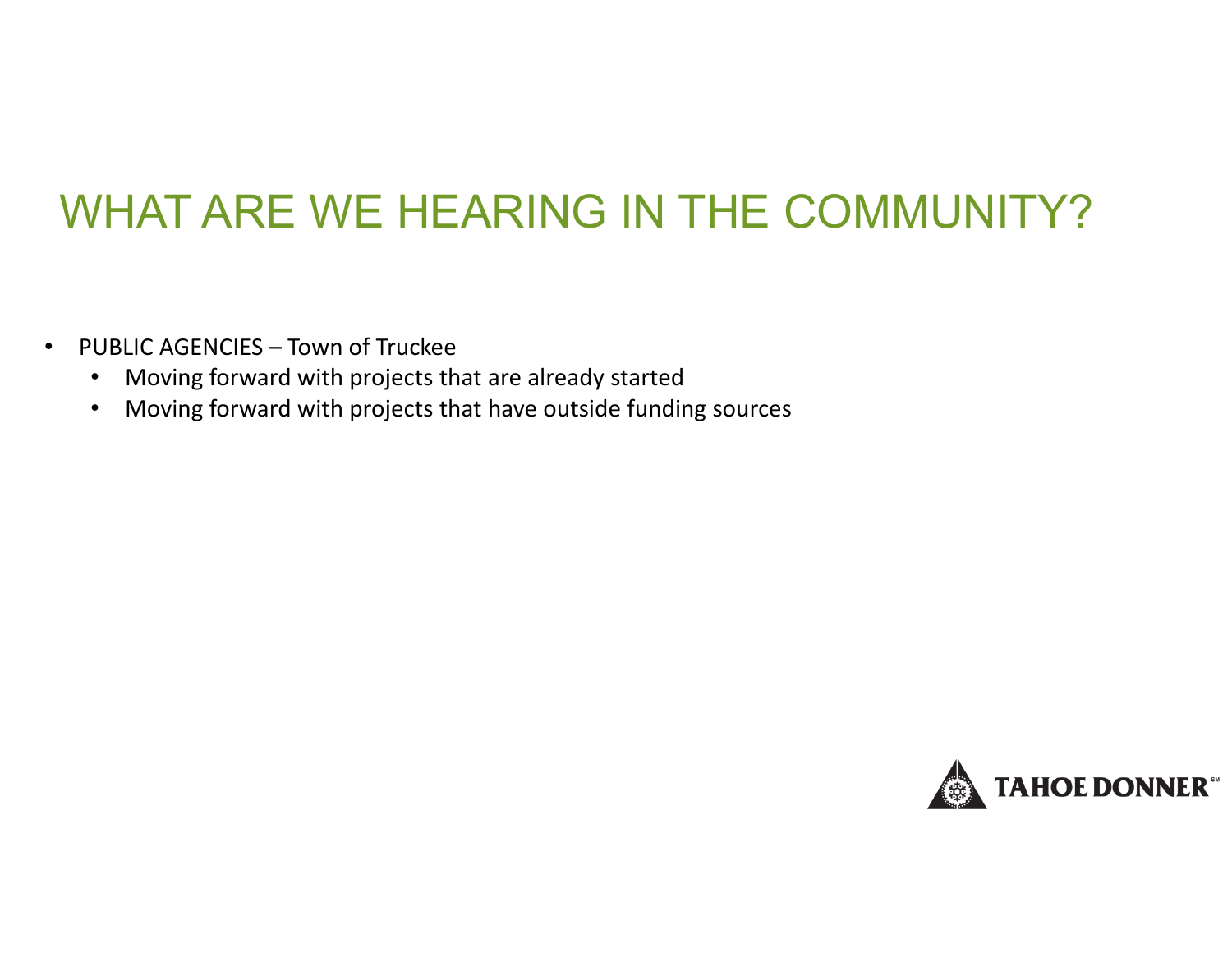# WHAT ARE WE HEARING IN THE COMMUNITY?

- PUBLIC AGENCIES – Town of Truckee
  - Moving forward with projects that are already started
  - Moving forward with projects that have outside funding sources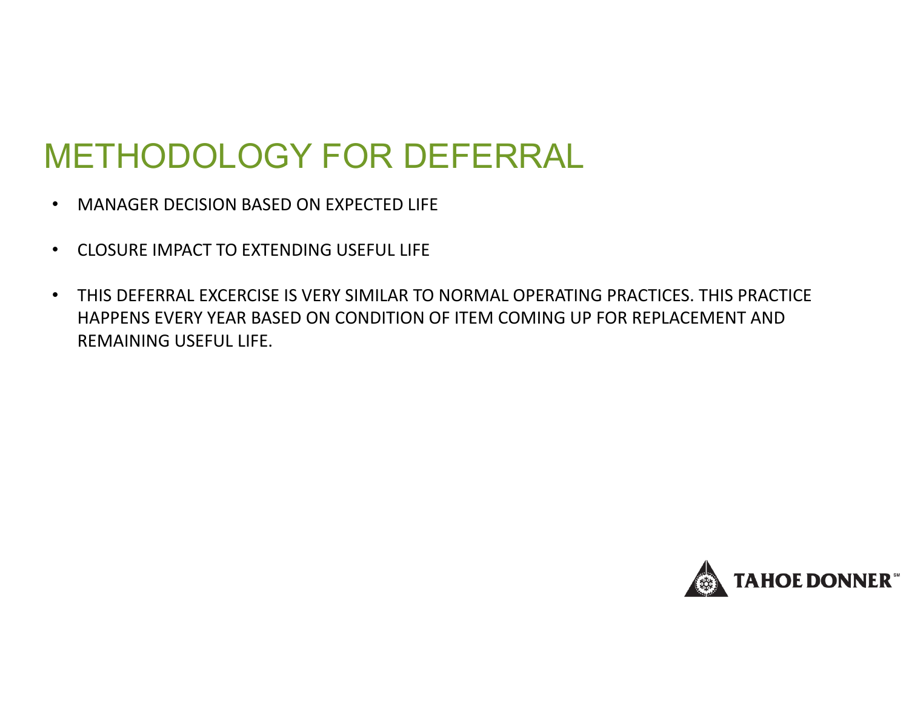# METHODOLOGY FOR DEFERRAL

- MANAGER DECISION BASED ON EXPECTED LIFE
- CLOSURE IMPACT TO EXTENDING USEFUL LIFE
- THIS DEFERRAL EXCERCISE IS VERY SIMILAR TO NORMAL OPERATING PRACTICES. THIS PRACTICE HAPPENS EVERY YEAR BASED ON CONDITION OF ITEM COMING UP FOR REPLACEMENT AND REMAINING USEFUL LIFE.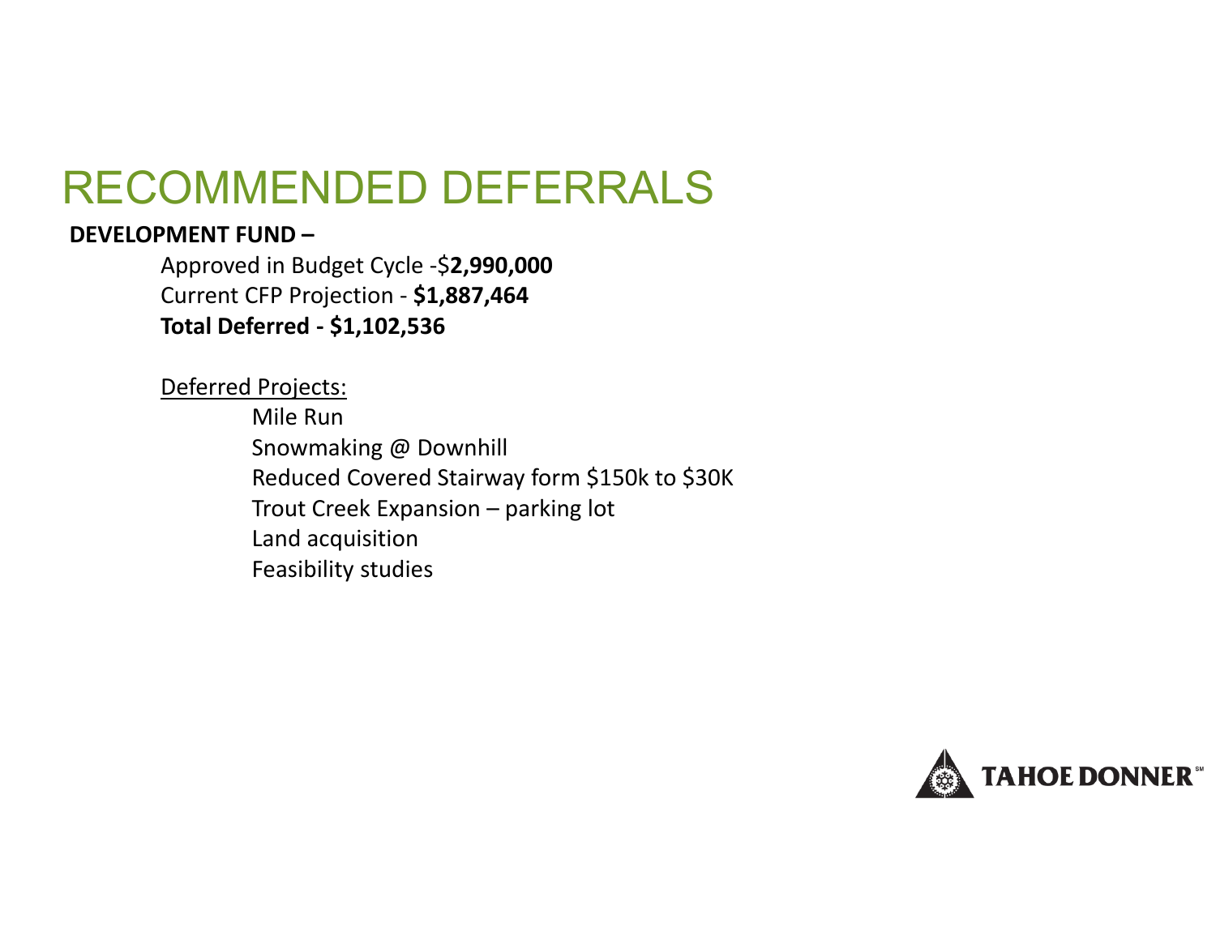# RECOMMENDED DEFERRALS

**DEVELOPMENT FUND –**

Approved in Budget Cycle -$**2,990,000**
Current CFP Projection - **$1,887,464**
**Total Deferred - $1,102,536**

Deferred Projects:

- Mile Run
- Snowmaking @ Downhill
- Reduced Covered Stairway form $150k to $30K
- Trout Creek Expansion – parking lot
- Land acquisition
- Feasibility studies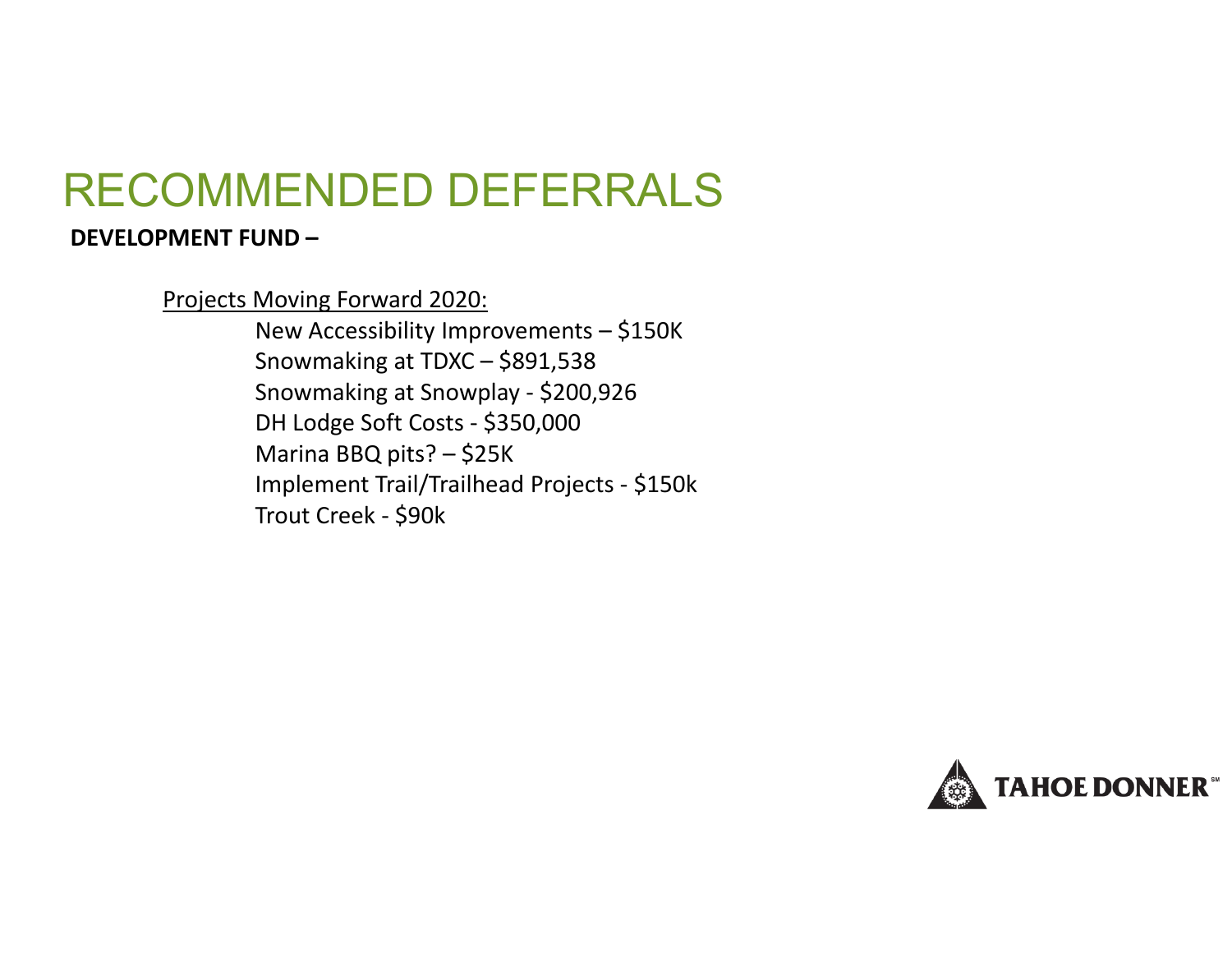# RECOMMENDED DEFERRALS

**DEVELOPMENT FUND –**

Projects Moving Forward 2020:

- New Accessibility Improvements – $150K
- Snowmaking at TDXC – $891,538
- Snowmaking at Snowplay - $200,926
- DH Lodge Soft Costs - $350,000
- Marina BBQ pits? – $25K
- Implement Trail/Trailhead Projects - $150k
- Trout Creek - $90k

TAHOE DONNER℠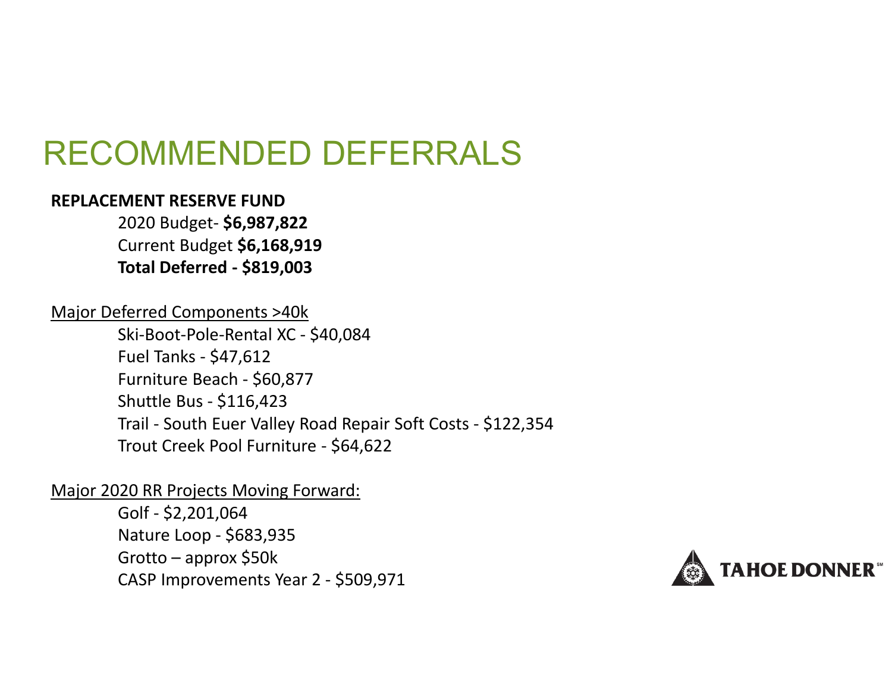# RECOMMENDED DEFERRALS

**REPLACEMENT RESERVE FUND**

2020 Budget- **$6,987,822**
Current Budget **$6,168,919**
**Total Deferred - $819,003**

Major Deferred Components >40k

Ski-Boot-Pole-Rental XC - $40,084
Fuel Tanks - $47,612
Furniture Beach - $60,877
Shuttle Bus - $116,423
Trail - South Euer Valley Road Repair Soft Costs - $122,354
Trout Creek Pool Furniture - $64,622

Major 2020 RR Projects Moving Forward:

Golf - $2,201,064
Nature Loop - $683,935
Grotto – approx $50k
CASP Improvements Year 2 - $509,971

TAHOE DONNER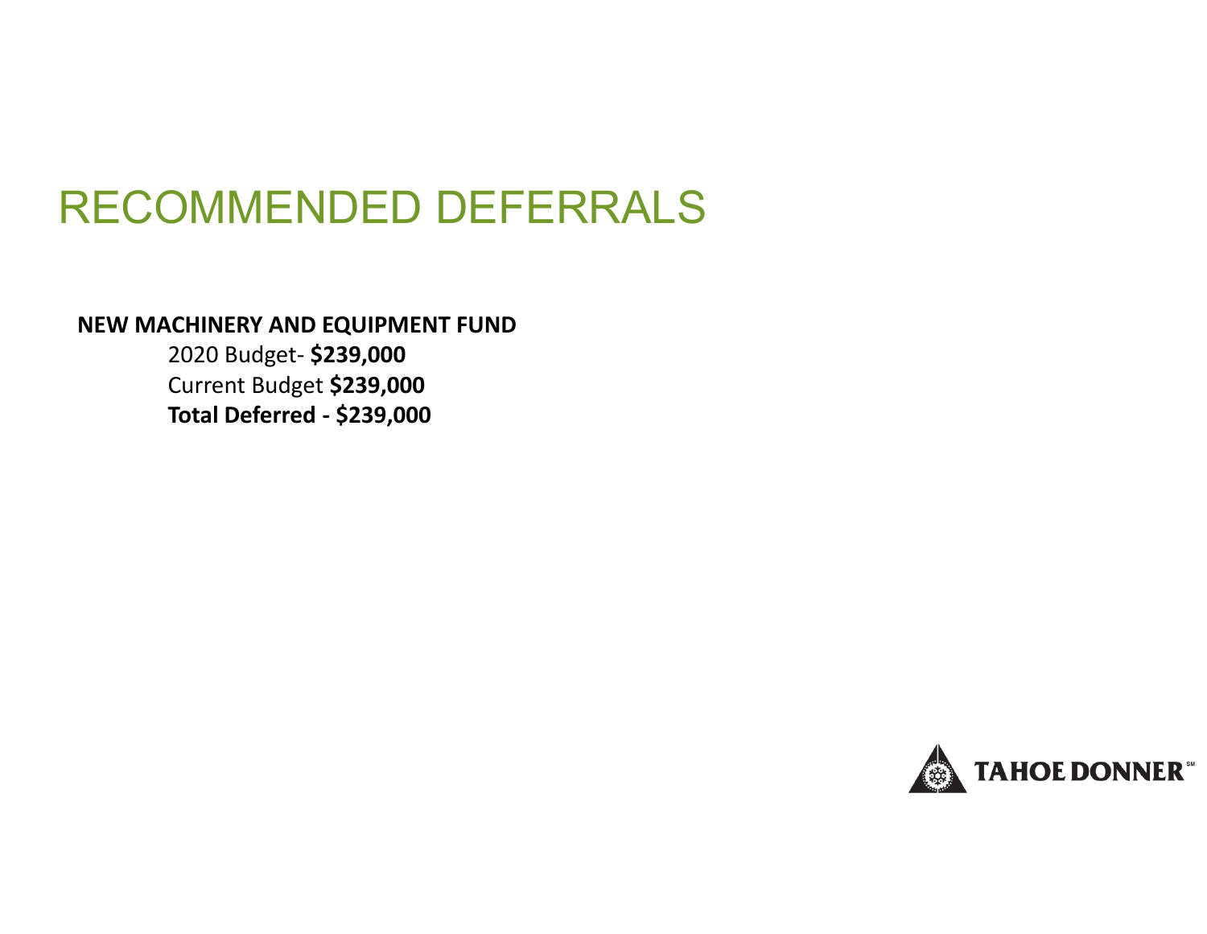# RECOMMENDED DEFERRALS

**NEW MACHINERY AND EQUIPMENT FUND**

2020 Budget- **$239,000**

Current Budget **$239,000**

**Total Deferred - $239,000**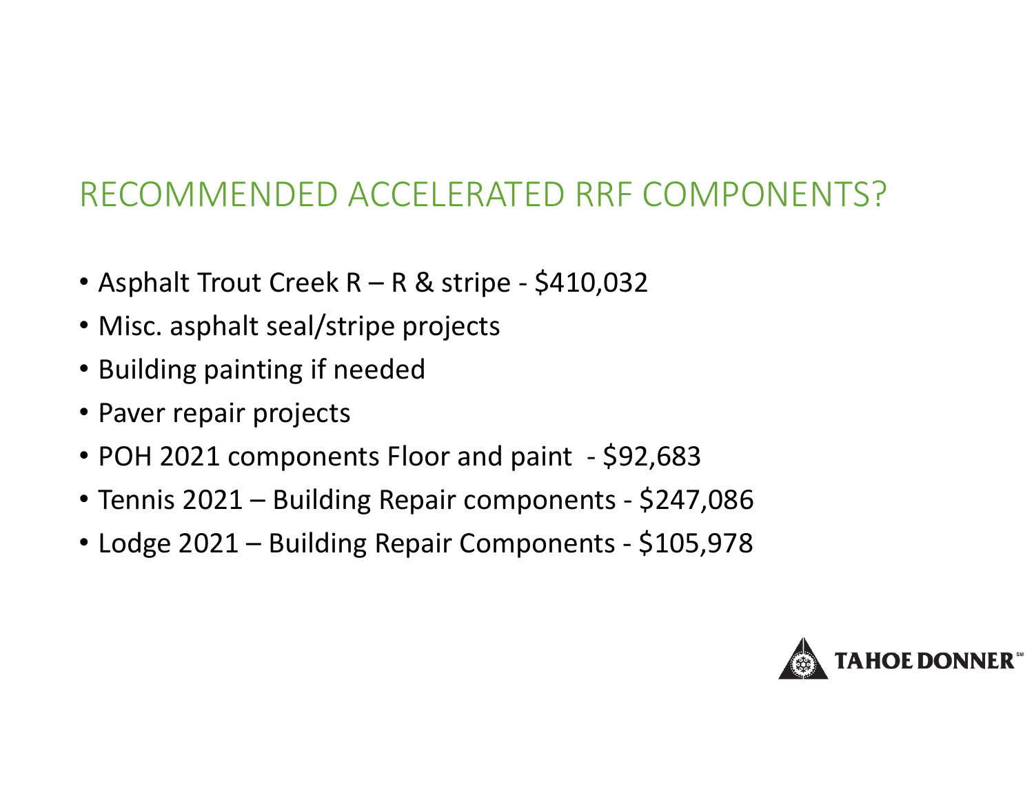# RECOMMENDED ACCELERATED RRF COMPONENTS?

- Asphalt Trout Creek R – R & stripe - $410,032
- Misc. asphalt seal/stripe projects
- Building painting if needed
- Paver repair projects
- POH 2021 components Floor and paint - $92,683
- Tennis 2021 – Building Repair components - $247,086
- Lodge 2021 – Building Repair Components - $105,978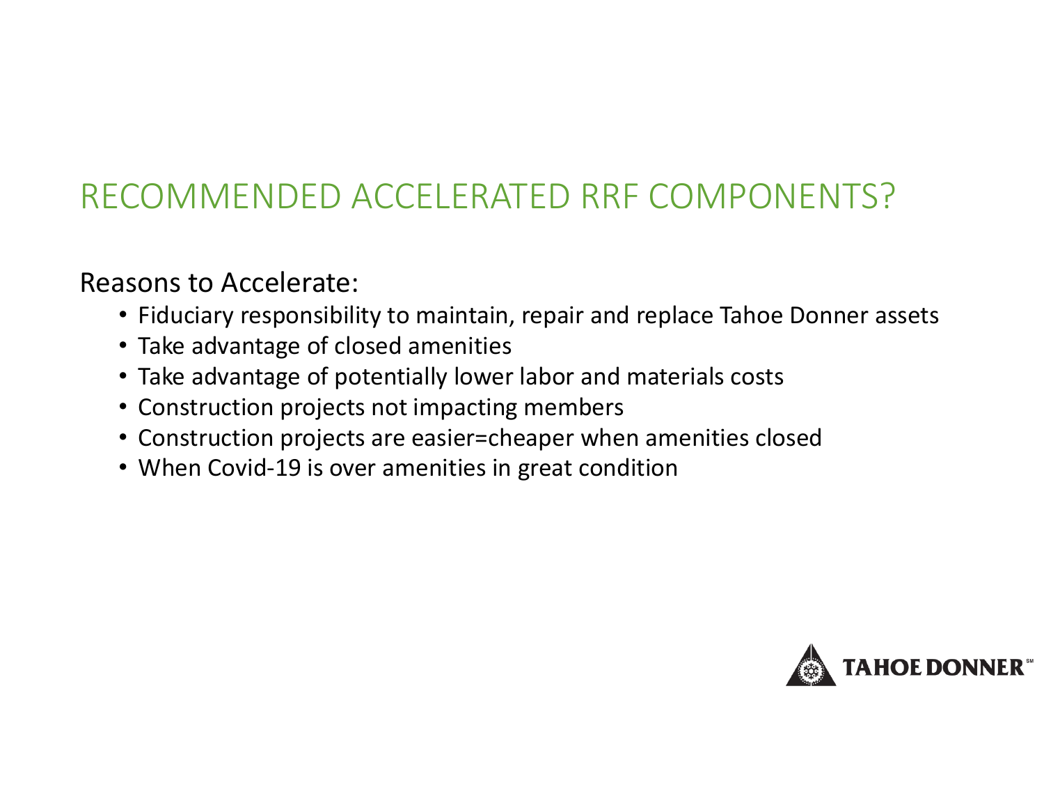# RECOMMENDED ACCELERATED RRF COMPONENTS?

Reasons to Accelerate:

- Fiduciary responsibility to maintain, repair and replace Tahoe Donner assets
- Take advantage of closed amenities
- Take advantage of potentially lower labor and materials costs
- Construction projects not impacting members
- Construction projects are easier=cheaper when amenities closed
- When Covid-19 is over amenities in great condition

TAHOE DONNER℠